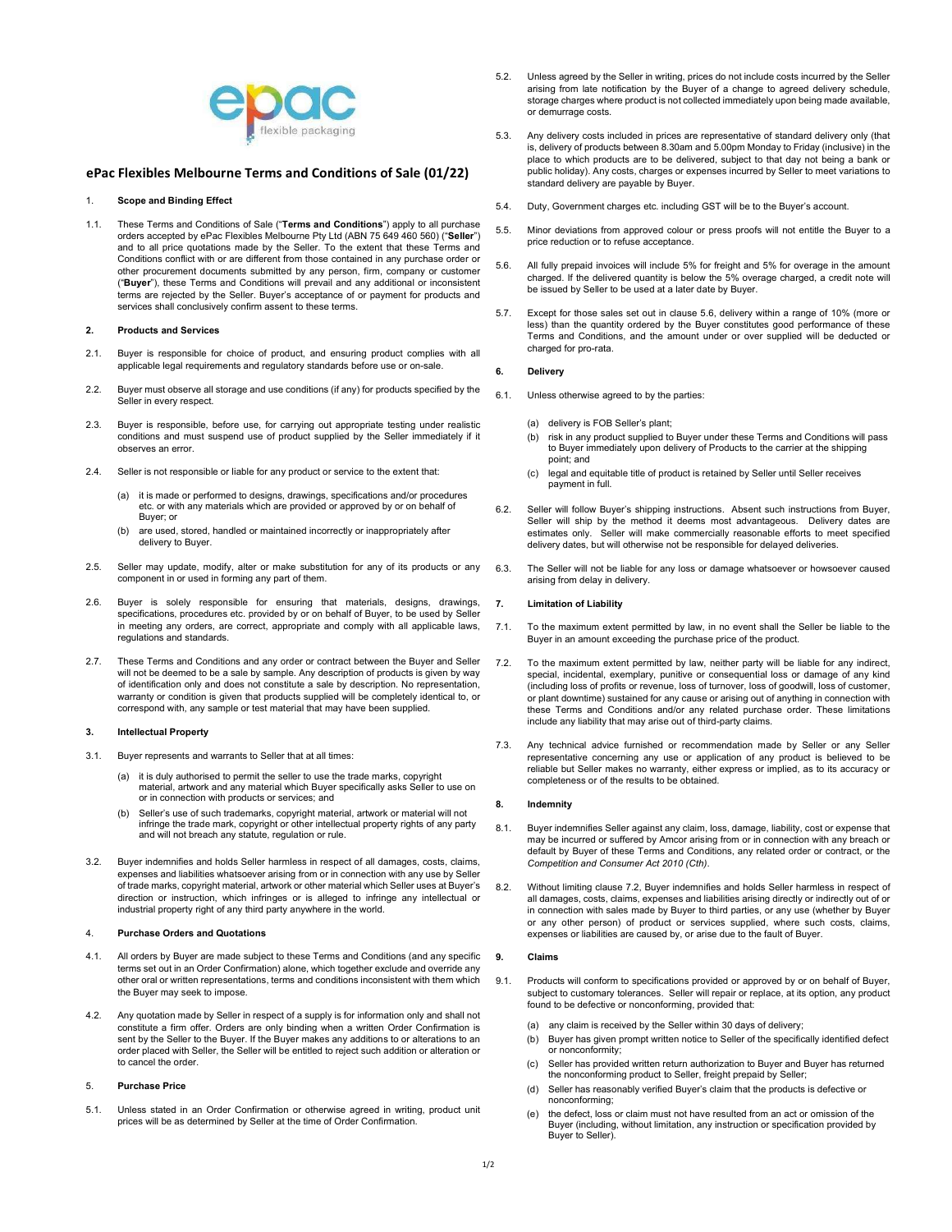# ePac Flexibles Melbourne Terms and Conditions of Sale (01/22)

## 1. Scope and Binding Effect

1.1. These Terms and Conditions of Sale ("**Terms and Conditions**") apply to all purchase orders accepted by ePac Flexibles Melbourne Pty Ltd (ABN 75 649 460 560) ("**Seller**") and to all price quotations made by the Seller. To the extent that these Terms and Conditions conflict with or are different from those contained in any purchase order or other procurement documents submitted by any person, firm, company or customer ("**Buyer**"), these Terms and Conditions will prevail and any additional or inconsistent terms are rejected by the Seller. Buyer's acceptance of or payment for products and services shall conclusively confirm assent to these terms.

## 2. Products and Services

2.1. Buyer is responsible for choice of product, and ensuring product complies with all applicable legal requirements and regulatory standards before use or on-sale.

2.2. Buyer must observe all storage and use conditions (if any) for products specified by the Seller in every respect.

2.3. Buyer is responsible, before use, for carrying out appropriate testing under realistic conditions and must suspend use of product supplied by the Seller immediately if it observes an error.

2.4. Seller is not responsible or liable for any product or service to the extent that:

(a) it is made or performed to designs, drawings, specifications and/or procedures etc. or with any materials which are provided or approved by or on behalf of Buyer; or

(b) are used, stored, handled or maintained incorrectly or inappropriately after delivery to Buyer.

2.5. Seller may update, modify, alter or make substitution for any of its products or any component in or used in forming any part of them.

2.6. Buyer is solely responsible for ensuring that materials, designs, drawings, specifications, procedures etc. provided by or on behalf of Buyer, to be used by Seller in meeting any orders, are correct, appropriate and comply with all applicable laws, regulations and standards.

2.7. These Terms and Conditions and any order or contract between the Buyer and Seller will not be deemed to be a sale by sample. Any description of products is given by way of identification only and does not constitute a sale by description. No representation, warranty or condition is given that products supplied will be completely identical to, or correspond with, any sample or test material that may have been supplied.

## 3. Intellectual Property

3.1. Buyer represents and warrants to Seller that at all times:

(a) it is duly authorised to permit the seller to use the trade marks, copyright material, artwork and any material which Buyer specifically asks Seller to use on or in connection with products or services; and

(b) Seller's use of such trademarks, copyright material, artwork or material will not infringe the trade mark, copyright or other intellectual property rights of any party and will not breach any statute, regulation or rule.

3.2. Buyer indemnifies and holds Seller harmless in respect of all damages, costs, claims, expenses and liabilities whatsoever arising from or in connection with any use by Seller of trade marks, copyright material, artwork or other material which Seller uses at Buyer's direction or instruction, which infringes or is alleged to infringe any intellectual or industrial property right of any third party anywhere in the world.

## 4. Purchase Orders and Quotations

4.1. All orders by Buyer are made subject to these Terms and Conditions (and any specific terms set out in an Order Confirmation) alone, which together exclude and override any other oral or written representations, terms and conditions inconsistent with them which the Buyer may seek to impose.

4.2. Any quotation made by Seller in respect of a supply is for information only and shall not constitute a firm offer. Orders are only binding when a written Order Confirmation is sent by the Seller to the Buyer. If the Buyer makes any additions to or alterations to an order placed with Seller, the Seller will be entitled to reject such addition or alteration or to cancel the order.

## 5. Purchase Price

5.1. Unless stated in an Order Confirmation or otherwise agreed in writing, product unit prices will be as determined by Seller at the time of Order Confirmation.

5.2. Unless agreed by the Seller in writing, prices do not include costs incurred by the Seller arising from late notification by the Buyer of a change to agreed delivery schedule, storage charges where product is not collected immediately upon being made available, or demurrage costs.

5.3. Any delivery costs included in prices are representative of standard delivery only (that is, delivery of products between 8.30am and 5.00pm Monday to Friday (inclusive) in the place to which products are to be delivered, subject to that day not being a bank or public holiday). Any costs, charges or expenses incurred by Seller to meet variations to standard delivery are payable by Buyer.

5.4. Duty, Government charges etc. including GST will be to the Buyer's account.

5.5. Minor deviations from approved colour or press proofs will not entitle the Buyer to a price reduction or to refuse acceptance.

5.6. All fully prepaid invoices will include 5% for freight and 5% for overage in the amount charged. If the delivered quantity is below the 5% overage charged, a credit note will be issued by Seller to be used at a later date by Buyer.

5.7. Except for those sales set out in clause 5.6, delivery within a range of 10% (more or less) than the quantity ordered by the Buyer constitutes good performance of these Terms and Conditions, and the amount under or over supplied will be deducted or charged for pro-rata.

## 6. Delivery

6.1. Unless otherwise agreed to by the parties:

(a) delivery is FOB Seller's plant;

(b) risk in any product supplied to Buyer under these Terms and Conditions will pass to Buyer immediately upon delivery of Products to the carrier at the shipping point; and

(c) legal and equitable title of product is retained by Seller until Seller receives payment in full.

6.2. Seller will follow Buyer's shipping instructions. Absent such instructions from Buyer, Seller will ship by the method it deems most advantageous. Delivery dates are estimates only. Seller will make commercially reasonable efforts to meet specified delivery dates, but will otherwise not be responsible for delayed deliveries.

6.3. The Seller will not be liable for any loss or damage whatsoever or howsoever caused arising from delay in delivery.

## 7. Limitation of Liability

7.1. To the maximum extent permitted by law, in no event shall the Seller be liable to the Buyer in an amount exceeding the purchase price of the product.

7.2. To the maximum extent permitted by law, neither party will be liable for any indirect, special, incidental, exemplary, punitive or consequential loss or damage of any kind (including loss of profits or revenue, loss of turnover, loss of goodwill, loss of customer, or plant downtime) sustained for any cause or arising out of anything in connection with these Terms and Conditions and/or any related purchase order. These limitations include any liability that may arise out of third-party claims.

7.3. Any technical advice furnished or recommendation made by Seller or any Seller representative concerning any use or application of any product is believed to be reliable but Seller makes no warranty, either express or implied, as to its accuracy or completeness or of the results to be obtained.

## 8. Indemnity

8.1. Buyer indemnifies Seller against any claim, loss, damage, liability, cost or expense that may be incurred or suffered by Amcor arising from or in connection with any breach or default by Buyer of these Terms and Conditions, any related order or contract, or the *Competition and Consumer Act 2010 (Cth)*.

8.2. Without limiting clause 7.2, Buyer indemnifies and holds Seller harmless in respect of all damages, costs, claims, expenses and liabilities arising directly or indirectly out of or in connection with sales made by Buyer to third parties, or any use (whether by Buyer or any other person) of product or services supplied, where such costs, claims, expenses or liabilities are caused by, or arise due to the fault of Buyer.

## 9. Claims

9.1. Products will conform to specifications provided or approved by or on behalf of Buyer, subject to customary tolerances. Seller will repair or replace, at its option, any product found to be defective or nonconforming, provided that:

(a) any claim is received by the Seller within 30 days of delivery;

(b) Buyer has given prompt written notice to Seller of the specifically identified defect or nonconformity;

(c) Seller has provided written return authorization to Buyer and Buyer has returned the nonconforming product to Seller, freight prepaid by Seller;

(d) Seller has reasonably verified Buyer's claim that the products is defective or nonconforming;

(e) the defect, loss or claim must not have resulted from an act or omission of the Buyer (including, without limitation, any instruction or specification provided by Buyer to Seller).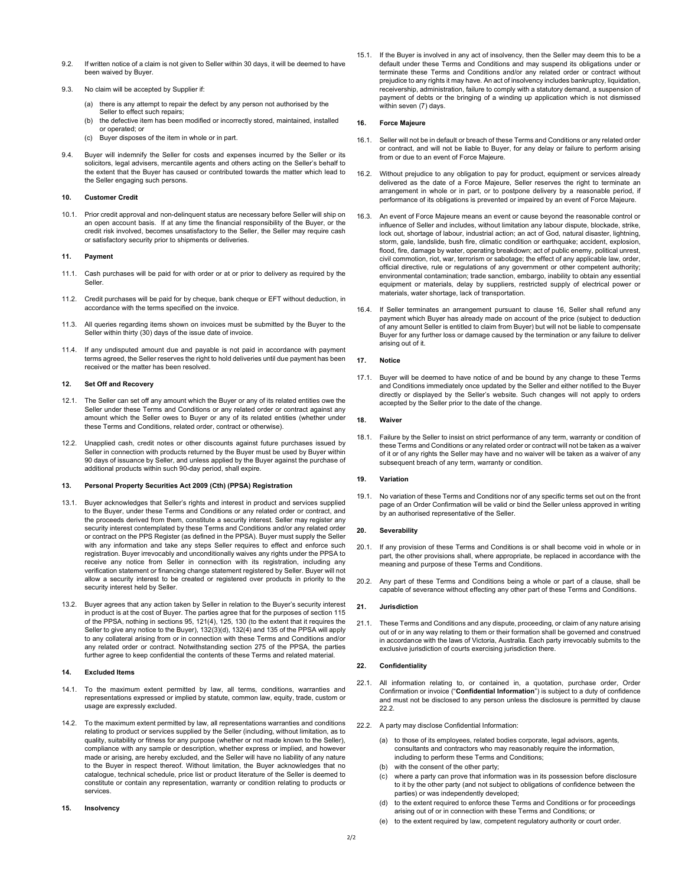9.2. If written notice of a claim is not given to Seller within 30 days, it will be deemed to have been waived by Buyer.

9.3. No claim will be accepted by Supplier if:

(a) there is any attempt to repair the defect by any person not authorised by the Seller to effect such repairs;
(b) the defective item has been modified or incorrectly stored, maintained, installed or operated; or
(c) Buyer disposes of the item in whole or in part.

9.4. Buyer will indemnify the Seller for costs and expenses incurred by the Seller or its solicitors, legal advisers, mercantile agents and others acting on the Seller's behalf to the extent that the Buyer has caused or contributed towards the matter which lead to the Seller engaging such persons.

### 10. Customer Credit

10.1. Prior credit approval and non-delinquent status are necessary before Seller will ship on an open account basis. If at any time the financial responsibility of the Buyer, or the credit risk involved, becomes unsatisfactory to the Seller, the Seller may require cash or satisfactory security prior to shipments or deliveries.

### 11. Payment

11.1. Cash purchases will be paid for with order or at or prior to delivery as required by the Seller.

11.2. Credit purchases will be paid for by cheque, bank cheque or EFT without deduction, in accordance with the terms specified on the invoice.

11.3. All queries regarding items shown on invoices must be submitted by the Buyer to the Seller within thirty (30) days of the issue date of invoice.

11.4. If any undisputed amount due and payable is not paid in accordance with payment terms agreed, the Seller reserves the right to hold deliveries until due payment has been received or the matter has been resolved.

### 12. Set Off and Recovery

12.1. The Seller can set off any amount which the Buyer or any of its related entities owe the Seller under these Terms and Conditions or any related order or contract against any amount which the Seller owes to Buyer or any of its related entities (whether under these Terms and Conditions, related order, contract or otherwise).

12.2. Unapplied cash, credit notes or other discounts against future purchases issued by Seller in connection with products returned by the Buyer must be used by Buyer within 90 days of issuance by Seller, and unless applied by the Buyer against the purchase of additional products within such 90-day period, shall expire.

### 13. Personal Property Securities Act 2009 (Cth) (PPSA) Registration

13.1. Buyer acknowledges that Seller's rights and interest in product and services supplied to the Buyer, under these Terms and Conditions or any related order or contract, and the proceeds derived from them, constitute a security interest. Seller may register any security interest contemplated by these Terms and Conditions and/or any related order or contract on the PPS Register (as defined in the PPSA). Buyer must supply the Seller with any information and take any steps Seller requires to effect and enforce such registration. Buyer irrevocably and unconditionally waives any rights under the PPSA to receive any notice from Seller in connection with its registration, including any verification statement or financing change statement registered by Seller. Buyer will not allow a security interest to be created or registered over products in priority to the security interest held by Seller.

13.2. Buyer agrees that any action taken by Seller in relation to the Buyer's security interest in product is at the cost of Buyer. The parties agree that for the purposes of section 115 of the PPSA, nothing in sections 95, 121(4), 125, 130 (to the extent that it requires the Seller to give any notice to the Buyer), 132(3)(d), 132(4) and 135 of the PPSA will apply to any collateral arising from or in connection with these Terms and Conditions and/or any related order or contract. Notwithstanding section 275 of the PPSA, the parties further agree to keep confidential the contents of these Terms and related material.

### 14. Excluded Items

14.1. To the maximum extent permitted by law, all terms, conditions, warranties and representations expressed or implied by statute, common law, equity, trade, custom or usage are expressly excluded.

14.2. To the maximum extent permitted by law, all representations warranties and conditions relating to product or services supplied by the Seller (including, without limitation, as to quality, suitability or fitness for any purpose (whether or not made known to the Seller), compliance with any sample or description, whether express or implied, and however made or arising, are hereby excluded, and the Seller will have no liability of any nature to the Buyer in respect thereof. Without limitation, the Buyer acknowledges that no catalogue, technical schedule, price list or product literature of the Seller is deemed to constitute or contain any representation, warranty or condition relating to products or services.

### 15. Insolvency

15.1. If the Buyer is involved in any act of insolvency, then the Seller may deem this to be a default under these Terms and Conditions and may suspend its obligations under or terminate these Terms and Conditions and/or any related order or contract without prejudice to any rights it may have. An act of insolvency includes bankruptcy, liquidation, receivership, administration, failure to comply with a statutory demand, a suspension of payment of debts or the bringing of a winding up application which is not dismissed within seven (7) days.

### 16. Force Majeure

16.1. Seller will not be in default or breach of these Terms and Conditions or any related order or contract, and will not be liable to Buyer, for any delay or failure to perform arising from or due to an event of Force Majeure.

16.2. Without prejudice to any obligation to pay for product, equipment or services already delivered as the date of a Force Majeure, Seller reserves the right to terminate an arrangement in whole or in part, or to postpone delivery by a reasonable period, if performance of its obligations is prevented or impaired by an event of Force Majeure.

16.3. An event of Force Majeure means an event or cause beyond the reasonable control or influence of Seller and includes, without limitation any labour dispute, blockade, strike, lock out, shortage of labour, industrial action; an act of God, natural disaster, lightning, storm, gale, landslide, bush fire, climatic condition or earthquake; accident, explosion, flood, fire, damage by water, operating breakdown; act of public enemy, political unrest, civil commotion, riot, war, terrorism or sabotage; the effect of any applicable law, order, official directive, rule or regulations of any government or other competent authority; environmental contamination; trade sanction, embargo, inability to obtain any essential equipment or materials, delay by suppliers, restricted supply of electrical power or materials, water shortage, lack of transportation.

16.4. If Seller terminates an arrangement pursuant to clause 16, Seller shall refund any payment which Buyer has already made on account of the price (subject to deduction of any amount Seller is entitled to claim from Buyer) but will not be liable to compensate Buyer for any further loss or damage caused by the termination or any failure to deliver arising out of it.

### 17. Notice

17.1. Buyer will be deemed to have notice of and be bound by any change to these Terms and Conditions immediately once updated by the Seller and either notified to the Buyer directly or displayed by the Seller's website. Such changes will not apply to orders accepted by the Seller prior to the date of the change.

### 18. Waiver

18.1. Failure by the Seller to insist on strict performance of any term, warranty or condition of these Terms and Conditions or any related order or contract will not be taken as a waiver of it or of any rights the Seller may have and no waiver will be taken as a waiver of any subsequent breach of any term, warranty or condition.

### 19. Variation

19.1. No variation of these Terms and Conditions nor of any specific terms set out on the front page of an Order Confirmation will be valid or bind the Seller unless approved in writing by an authorised representative of the Seller.

### 20. Severability

20.1. If any provision of these Terms and Conditions is or shall become void in whole or in part, the other provisions shall, where appropriate, be replaced in accordance with the meaning and purpose of these Terms and Conditions.

20.2. Any part of these Terms and Conditions being a whole or part of a clause, shall be capable of severance without effecting any other part of these Terms and Conditions.

### 21. Jurisdiction

21.1. These Terms and Conditions and any dispute, proceeding, or claim of any nature arising out of or in any way relating to them or their formation shall be governed and construed in accordance with the laws of Victoria, Australia. Each party irrevocably submits to the exclusive jurisdiction of courts exercising jurisdiction there.

### 22. Confidentiality

22.1. All information relating to, or contained in, a quotation, purchase order, Order Confirmation or invoice ("**Confidential Information**") is subject to a duty of confidence and must not be disclosed to any person unless the disclosure is permitted by clause 22.2.

22.2. A party may disclose Confidential Information:

(a) to those of its employees, related bodies corporate, legal advisors, agents, consultants and contractors who may reasonably require the information, including to perform these Terms and Conditions;
(b) with the consent of the other party;
(c) where a party can prove that information was in its possession before disclosure to it by the other party (and not subject to obligations of confidence between the parties) or was independently developed;
(d) to the extent required to enforce these Terms and Conditions or for proceedings arising out of or in connection with these Terms and Conditions; or
(e) to the extent required by law, competent regulatory authority or court order.